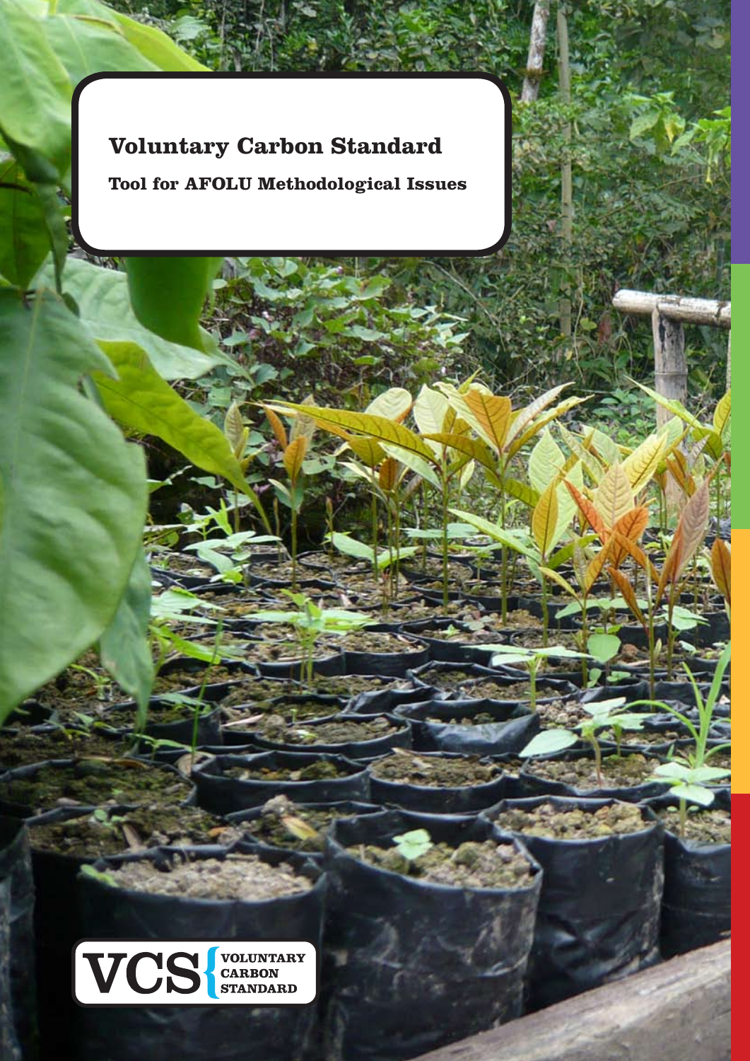# Voluntary Carbon Standard

## Tool for AFOLU Methodological Issues

VCS VOLUNTARY CARBON STANDARD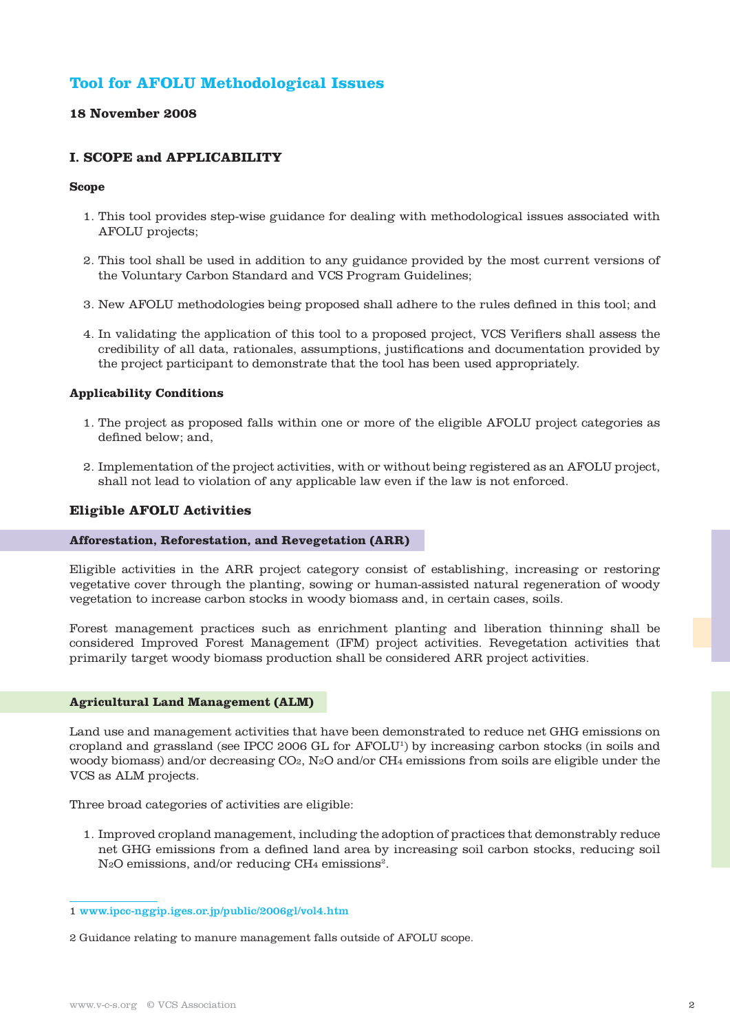# Tool for AFOLU Methodological Issues

**18 November 2008**

## I. SCOPE and APPLICABILITY

### Scope

1. This tool provides step-wise guidance for dealing with methodological issues associated with AFOLU projects;
2. This tool shall be used in addition to any guidance provided by the most current versions of the Voluntary Carbon Standard and VCS Program Guidelines;
3. New AFOLU methodologies being proposed shall adhere to the rules defined in this tool; and
4. In validating the application of this tool to a proposed project, VCS Verifiers shall assess the credibility of all data, rationales, assumptions, justifications and documentation provided by the project participant to demonstrate that the tool has been used appropriately.

### Applicability Conditions

1. The project as proposed falls within one or more of the eligible AFOLU project categories as defined below; and,
2. Implementation of the project activities, with or without being registered as an AFOLU project, shall not lead to violation of any applicable law even if the law is not enforced.

## Eligible AFOLU Activities

### Afforestation, Reforestation, and Revegetation (ARR)

Eligible activities in the ARR project category consist of establishing, increasing or restoring vegetative cover through the planting, sowing or human-assisted natural regeneration of woody vegetation to increase carbon stocks in woody biomass and, in certain cases, soils.

Forest management practices such as enrichment planting and liberation thinning shall be considered Improved Forest Management (IFM) project activities. Revegetation activities that primarily target woody biomass production shall be considered ARR project activities.

### Agricultural Land Management (ALM)

Land use and management activities that have been demonstrated to reduce net GHG emissions on cropland and grassland (see IPCC 2006 GL for AFOLU[1]) by increasing carbon stocks (in soils and woody biomass) and/or decreasing $CO_2$, $N_2O$ and/or $CH_4$ emissions from soils are eligible under the VCS as ALM projects.

Three broad categories of activities are eligible:

1. Improved cropland management, including the adoption of practices that demonstrably reduce net GHG emissions from a defined land area by increasing soil carbon stocks, reducing soil $N_2O$ emissions, and/or reducing $CH_4$ emissions[2].

---

1 www.ipcc-nggip.iges.or.jp/public/2006gl/vol4.htm

2 Guidance relating to manure management falls outside of AFOLU scope.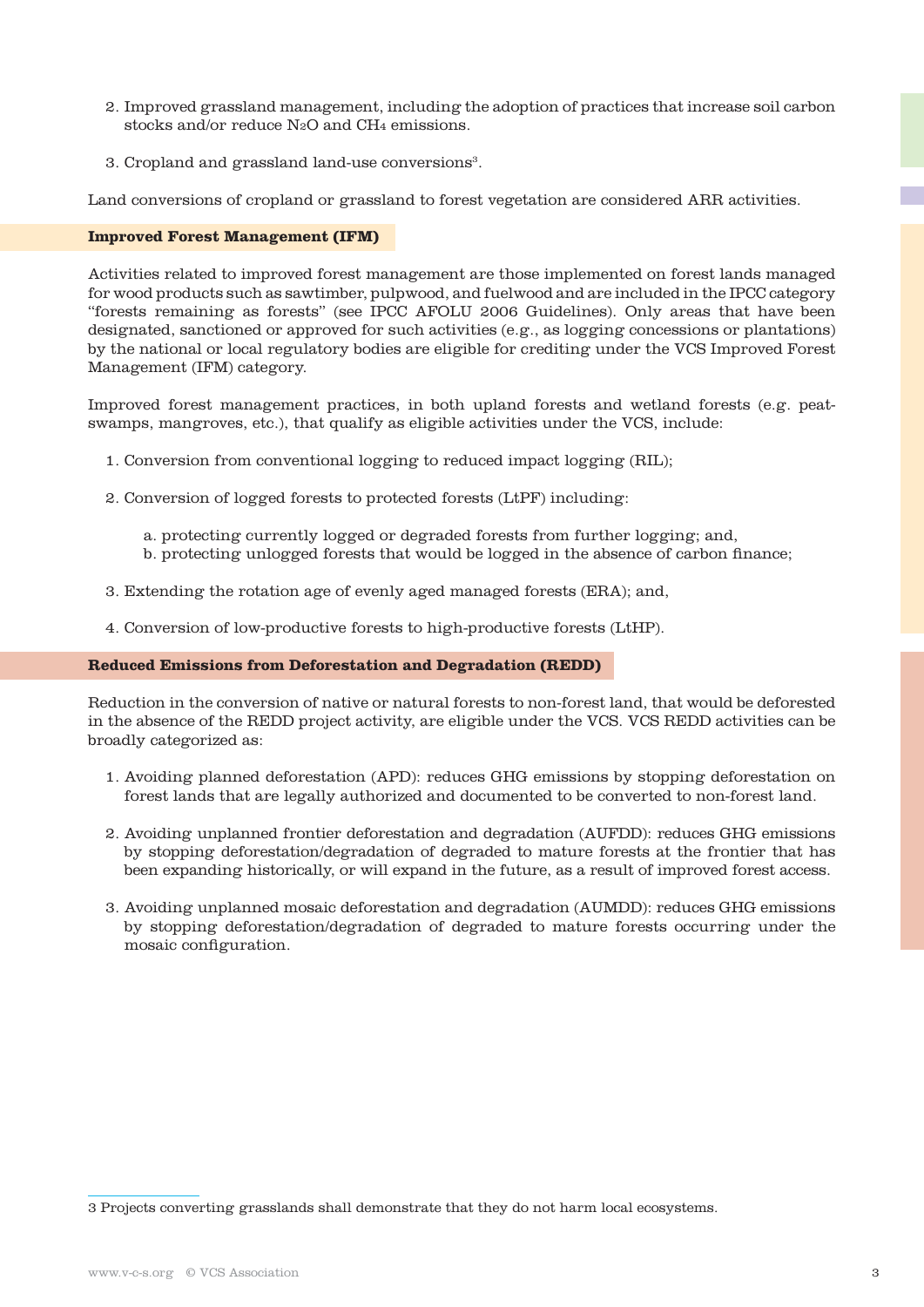2. Improved grassland management, including the adoption of practices that increase soil carbon stocks and/or reduce $N_2O$ and $CH_4$ emissions.

3. Cropland and grassland land-use conversions[3].

Land conversions of cropland or grassland to forest vegetation are considered ARR activities.

### Improved Forest Management (IFM)

Activities related to improved forest management are those implemented on forest lands managed for wood products such as sawtimber, pulpwood, and fuelwood and are included in the IPCC category "forests remaining as forests" (see IPCC AFOLU 2006 Guidelines). Only areas that have been designated, sanctioned or approved for such activities (e.g., as logging concessions or plantations) by the national or local regulatory bodies are eligible for crediting under the VCS Improved Forest Management (IFM) category.

Improved forest management practices, in both upland forests and wetland forests (e.g. peat-swamps, mangroves, etc.), that qualify as eligible activities under the VCS, include:

1. Conversion from conventional logging to reduced impact logging (RIL);

2. Conversion of logged forests to protected forests (LtPF) including:

    a. protecting currently logged or degraded forests from further logging; and,
    b. protecting unlogged forests that would be logged in the absence of carbon finance;

3. Extending the rotation age of evenly aged managed forests (ERA); and,

4. Conversion of low-productive forests to high-productive forests (LtHP).

### Reduced Emissions from Deforestation and Degradation (REDD)

Reduction in the conversion of native or natural forests to non-forest land, that would be deforested in the absence of the REDD project activity, are eligible under the VCS. VCS REDD activities can be broadly categorized as:

1. Avoiding planned deforestation (APD): reduces GHG emissions by stopping deforestation on forest lands that are legally authorized and documented to be converted to non-forest land.

2. Avoiding unplanned frontier deforestation and degradation (AUFDD): reduces GHG emissions by stopping deforestation/degradation of degraded to mature forests at the frontier that has been expanding historically, or will expand in the future, as a result of improved forest access.

3. Avoiding unplanned mosaic deforestation and degradation (AUMDD): reduces GHG emissions by stopping deforestation/degradation of degraded to mature forests occurring under the mosaic configuration.

---

3 Projects converting grasslands shall demonstrate that they do not harm local ecosystems.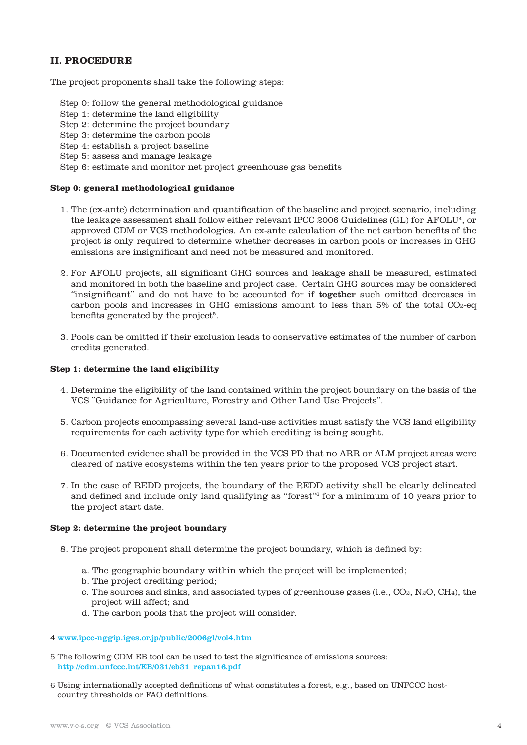## II. PROCEDURE

The project proponents shall take the following steps:

Step 0: follow the general methodological guidance
Step 1: determine the land eligibility
Step 2: determine the project boundary
Step 3: determine the carbon pools
Step 4: establish a project baseline
Step 5: assess and manage leakage
Step 6: estimate and monitor net project greenhouse gas benefits

### Step 0: general methodological guidance

1. The (ex-ante) determination and quantification of the baseline and project scenario, including the leakage assessment shall follow either relevant IPCC 2006 Guidelines (GL) for AFOLU[4], or approved CDM or VCS methodologies. An ex-ante calculation of the net carbon benefits of the project is only required to determine whether decreases in carbon pools or increases in GHG emissions are insignificant and need not be measured and monitored.

2. For AFOLU projects, all significant GHG sources and leakage shall be measured, estimated and monitored in both the baseline and project case. Certain GHG sources may be considered "insignificant" and do not have to be accounted for if **together** such omitted decreases in carbon pools and increases in GHG emissions amount to less than 5% of the total $CO_2$-eq benefits generated by the project[5].

3. Pools can be omitted if their exclusion leads to conservative estimates of the number of carbon credits generated.

### Step 1: determine the land eligibility

4. Determine the eligibility of the land contained within the project boundary on the basis of the VCS "Guidance for Agriculture, Forestry and Other Land Use Projects".

5. Carbon projects encompassing several land-use activities must satisfy the VCS land eligibility requirements for each activity type for which crediting is being sought.

6. Documented evidence shall be provided in the VCS PD that no ARR or ALM project areas were cleared of native ecosystems within the ten years prior to the proposed VCS project start.

7. In the case of REDD projects, the boundary of the REDD activity shall be clearly delineated and defined and include only land qualifying as "forest"[6] for a minimum of 10 years prior to the project start date.

### Step 2: determine the project boundary

8. The project proponent shall determine the project boundary, which is defined by:

   a. The geographic boundary within which the project will be implemented;
   b. The project crediting period;
   c. The sources and sinks, and associated types of greenhouse gases (i.e., $CO_2$, $N_2O$, $CH_4$), the project will affect; and
   d. The carbon pools that the project will consider.

---

4 www.ipcc-nggip.iges.or.jp/public/2006gl/vol4.htm

5 The following CDM EB tool can be used to test the significance of emissions sources: http://cdm.unfccc.int/EB/031/eb31_repan16.pdf

6 Using internationally accepted definitions of what constitutes a forest, e.g., based on UNFCCC host-country thresholds or FAO definitions.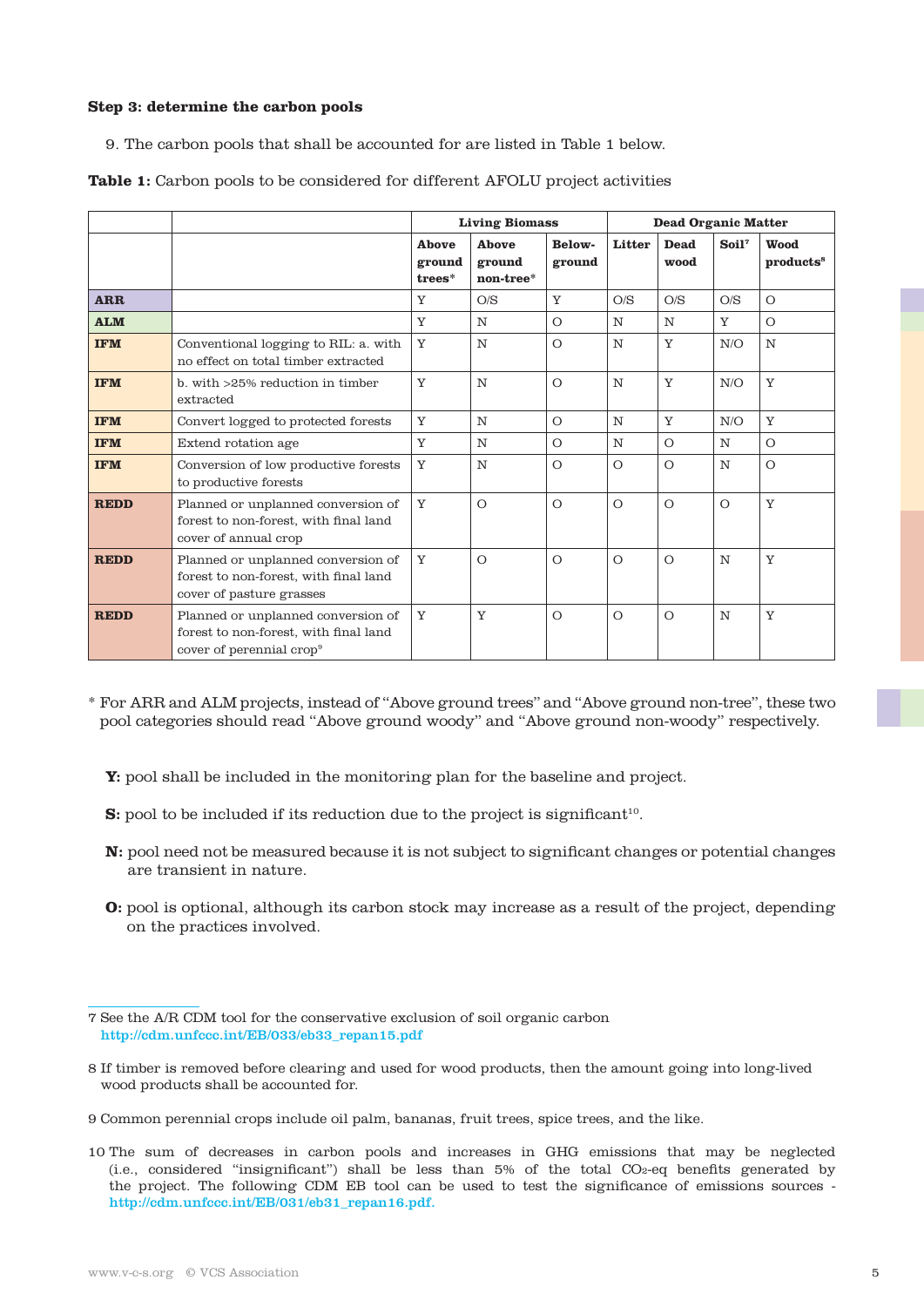**Step 3: determine the carbon pools**

9. The carbon pools that shall be accounted for are listed in Table 1 below.

**Table 1:** Carbon pools to be considered for different AFOLU project activities

| | | Living Biomass | | | Dead Organic Matter | | | |
|---|---|---|---|---|---|---|---|---|
| | | Above ground trees* | Above ground non-tree* | Below-ground | Litter | Dead wood | Soil[7] | Wood products[8] |
| **ARR** | | Y | O/S | Y | O/S | O/S | O/S | O |
| **ALM** | | Y | N | O | N | N | Y | O |
| **IFM** | Conventional logging to RIL: a. with no effect on total timber extracted | Y | N | O | N | Y | N/O | N |
| **IFM** | b. with >25% reduction in timber extracted | Y | N | O | N | Y | N/O | Y |
| **IFM** | Convert logged to protected forests | Y | N | O | N | Y | N/O | Y |
| **IFM** | Extend rotation age | Y | N | O | N | O | N | O |
| **IFM** | Conversion of low productive forests to productive forests | Y | N | O | O | O | N | O |
| **REDD** | Planned or unplanned conversion of forest to non-forest, with final land cover of annual crop | Y | O | O | O | O | O | Y |
| **REDD** | Planned or unplanned conversion of forest to non-forest, with final land cover of pasture grasses | Y | O | O | O | O | N | Y |
| **REDD** | Planned or unplanned conversion of forest to non-forest, with final land cover of perennial crop[9] | Y | Y | O | O | O | N | Y |

\* For ARR and ALM projects, instead of "Above ground trees" and "Above ground non-tree", these two pool categories should read "Above ground woody" and "Above ground non-woody" respectively.

**Y:** pool shall be included in the monitoring plan for the baseline and project.

**S:** pool to be included if its reduction due to the project is significant[10].

**N:** pool need not be measured because it is not subject to significant changes or potential changes are transient in nature.

**O:** pool is optional, although its carbon stock may increase as a result of the project, depending on the practices involved.

---

7 See the A/R CDM tool for the conservative exclusion of soil organic carbon http://cdm.unfccc.int/EB/033/eb33_repan15.pdf

8 If timber is removed before clearing and used for wood products, then the amount going into long-lived wood products shall be accounted for.

9 Common perennial crops include oil palm, bananas, fruit trees, spice trees, and the like.

10 The sum of decreases in carbon pools and increases in GHG emissions that may be neglected (i.e., considered "insignificant") shall be less than 5% of the total $CO_2$-eq benefits generated by the project. The following CDM EB tool can be used to test the significance of emissions sources - http://cdm.unfccc.int/EB/031/eb31_repan16.pdf.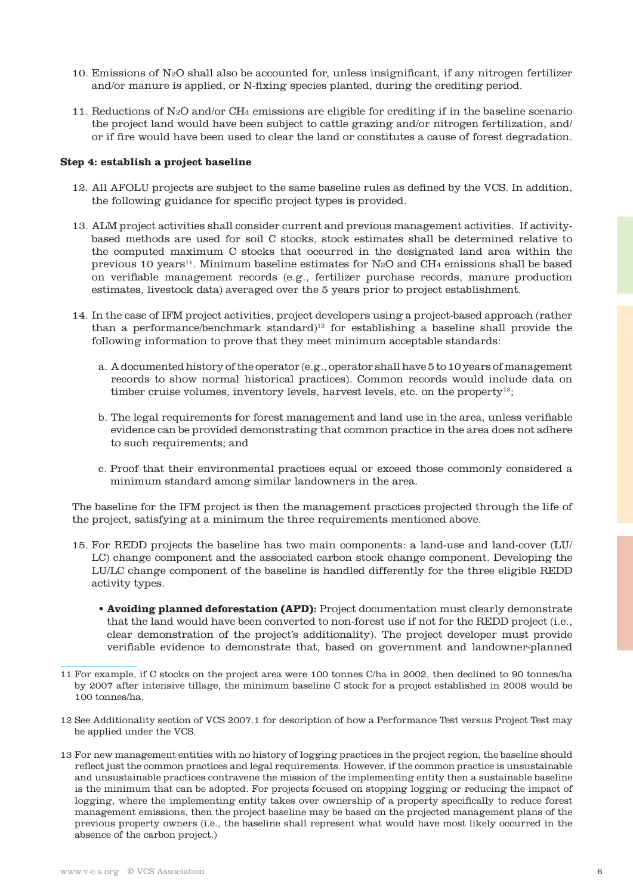10. Emissions of $N_2O$ shall also be accounted for, unless insignificant, if any nitrogen fertilizer and/or manure is applied, or N-fixing species planted, during the crediting period.

11. Reductions of $N_2O$ and/or $CH_4$ emissions are eligible for crediting if in the baseline scenario the project land would have been subject to cattle grazing and/or nitrogen fertilization, and/or if fire would have been used to clear the land or constitutes a cause of forest degradation.

**Step 4: establish a project baseline**

12. All AFOLU projects are subject to the same baseline rules as defined by the VCS. In addition, the following guidance for specific project types is provided.

13. ALM project activities shall consider current and previous management activities. If activity-based methods are used for soil C stocks, stock estimates shall be determined relative to the computed maximum C stocks that occurred in the designated land area within the previous 10 years[11]. Minimum baseline estimates for $N_2O$ and $CH_4$ emissions shall be based on verifiable management records (e.g., fertilizer purchase records, manure production estimates, livestock data) averaged over the 5 years prior to project establishment.

14. In the case of IFM project activities, project developers using a project-based approach (rather than a performance/benchmark standard)[12] for establishing a baseline shall provide the following information to prove that they meet minimum acceptable standards:

    a. A documented history of the operator (e.g., operator shall have 5 to 10 years of management records to show normal historical practices). Common records would include data on timber cruise volumes, inventory levels, harvest levels, etc. on the property[13];

    b. The legal requirements for forest management and land use in the area, unless verifiable evidence can be provided demonstrating that common practice in the area does not adhere to such requirements; and

    c. Proof that their environmental practices equal or exceed those commonly considered a minimum standard among similar landowners in the area.

The baseline for the IFM project is then the management practices projected through the life of the project, satisfying at a minimum the three requirements mentioned above.

15. For REDD projects the baseline has two main components: a land-use and land-cover (LU/LC) change component and the associated carbon stock change component. Developing the LU/LC change component of the baseline is handled differently for the three eligible REDD activity types.

    - **Avoiding planned deforestation (APD):** Project documentation must clearly demonstrate that the land would have been converted to non-forest use if not for the REDD project (i.e., clear demonstration of the project's additionality). The project developer must provide verifiable evidence to demonstrate that, based on government and landowner-planned

---

11 For example, if C stocks on the project area were 100 tonnes C/ha in 2002, then declined to 90 tonnes/ha by 2007 after intensive tillage, the minimum baseline C stock for a project established in 2008 would be 100 tonnes/ha.

12 See Additionality section of VCS 2007.1 for description of how a Performance Test versus Project Test may be applied under the VCS.

13 For new management entities with no history of logging practices in the project region, the baseline should reflect just the common practices and legal requirements. However, if the common practice is unsustainable and unsustainable practices contravene the mission of the implementing entity then a sustainable baseline is the minimum that can be adopted. For projects focused on stopping logging or reducing the impact of logging, where the implementing entity takes over ownership of a property specifically to reduce forest management emissions, then the project baseline may be based on the projected management plans of the previous property owners (i.e., the baseline shall represent what would have most likely occurred in the absence of the carbon project.)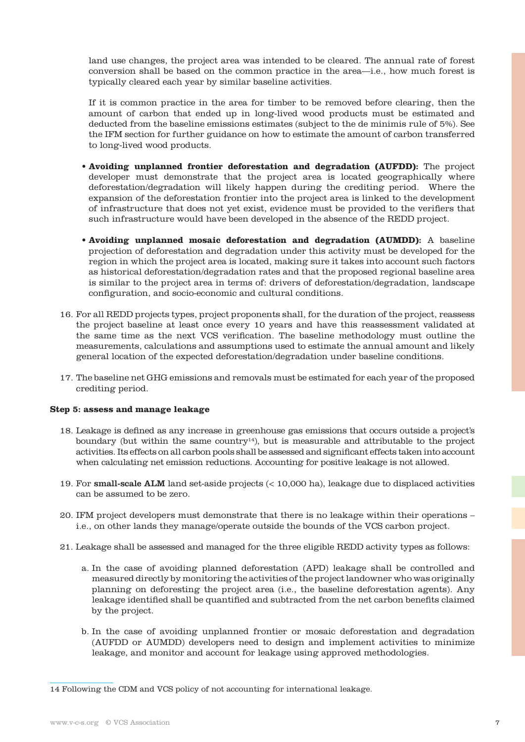land use changes, the project area was intended to be cleared. The annual rate of forest conversion shall be based on the common practice in the area—i.e., how much forest is typically cleared each year by similar baseline activities.

If it is common practice in the area for timber to be removed before clearing, then the amount of carbon that ended up in long-lived wood products must be estimated and deducted from the baseline emissions estimates (subject to the de minimis rule of 5%). See the IFM section for further guidance on how to estimate the amount of carbon transferred to long-lived wood products.

- **Avoiding unplanned frontier deforestation and degradation (AUFDD):** The project developer must demonstrate that the project area is located geographically where deforestation/degradation will likely happen during the crediting period. Where the expansion of the deforestation frontier into the project area is linked to the development of infrastructure that does not yet exist, evidence must be provided to the verifiers that such infrastructure would have been developed in the absence of the REDD project.

- **Avoiding unplanned mosaic deforestation and degradation (AUMDD):** A baseline projection of deforestation and degradation under this activity must be developed for the region in which the project area is located, making sure it takes into account such factors as historical deforestation/degradation rates and that the proposed regional baseline area is similar to the project area in terms of: drivers of deforestation/degradation, landscape configuration, and socio-economic and cultural conditions.

16. For all REDD projects types, project proponents shall, for the duration of the project, reassess the project baseline at least once every 10 years and have this reassessment validated at the same time as the next VCS verification. The baseline methodology must outline the measurements, calculations and assumptions used to estimate the annual amount and likely general location of the expected deforestation/degradation under baseline conditions.

17. The baseline net GHG emissions and removals must be estimated for each year of the proposed crediting period.

**Step 5: assess and manage leakage**

18. Leakage is defined as any increase in greenhouse gas emissions that occurs outside a project's boundary (but within the same country[14]), but is measurable and attributable to the project activities. Its effects on all carbon pools shall be assessed and significant effects taken into account when calculating net emission reductions. Accounting for positive leakage is not allowed.

19. For **small-scale ALM** land set-aside projects (< 10,000 ha), leakage due to displaced activities can be assumed to be zero.

20. IFM project developers must demonstrate that there is no leakage within their operations – i.e., on other lands they manage/operate outside the bounds of the VCS carbon project.

21. Leakage shall be assessed and managed for the three eligible REDD activity types as follows:

    a. In the case of avoiding planned deforestation (APD) leakage shall be controlled and measured directly by monitoring the activities of the project landowner who was originally planning on deforesting the project area (i.e., the baseline deforestation agents). Any leakage identified shall be quantified and subtracted from the net carbon benefits claimed by the project.

    b. In the case of avoiding unplanned frontier or mosaic deforestation and degradation (AUFDD or AUMDD) developers need to design and implement activities to minimize leakage, and monitor and account for leakage using approved methodologies.

14 Following the CDM and VCS policy of not accounting for international leakage.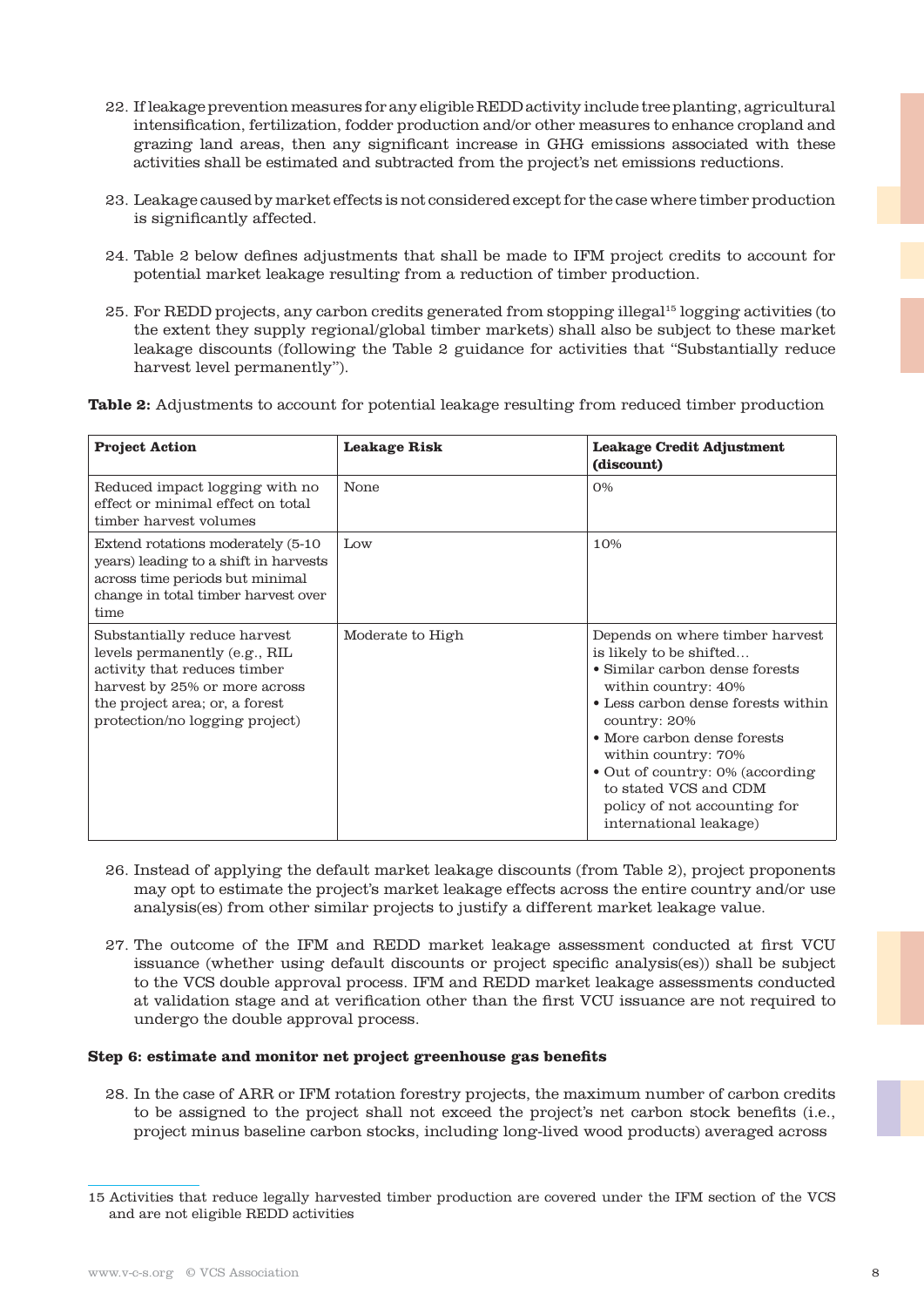22. If leakage prevention measures for any eligible REDD activity include tree planting, agricultural intensification, fertilization, fodder production and/or other measures to enhance cropland and grazing land areas, then any significant increase in GHG emissions associated with these activities shall be estimated and subtracted from the project's net emissions reductions.

23. Leakage caused by market effects is not considered except for the case where timber production is significantly affected.

24. Table 2 below defines adjustments that shall be made to IFM project credits to account for potential market leakage resulting from a reduction of timber production.

25. For REDD projects, any carbon credits generated from stopping illegal[15] logging activities (to the extent they supply regional/global timber markets) shall also be subject to these market leakage discounts (following the Table 2 guidance for activities that "Substantially reduce harvest level permanently").

**Table 2:** Adjustments to account for potential leakage resulting from reduced timber production

| Project Action | Leakage Risk | Leakage Credit Adjustment (discount) |
|---|---|---|
| Reduced impact logging with no effect or minimal effect on total timber harvest volumes | None | 0% |
| Extend rotations moderately (5-10 years) leading to a shift in harvests across time periods but minimal change in total timber harvest over time | Low | 10% |
| Substantially reduce harvest levels permanently (e.g., RIL activity that reduces timber harvest by 25% or more across the project area; or, a forest protection/no logging project) | Moderate to High | Depends on where timber harvest is likely to be shifted… • Similar carbon dense forests within country: 40% • Less carbon dense forests within country: 20% • More carbon dense forests within country: 70% • Out of country: 0% (according to stated VCS and CDM policy of not accounting for international leakage) |

26. Instead of applying the default market leakage discounts (from Table 2), project proponents may opt to estimate the project's market leakage effects across the entire country and/or use analysis(es) from other similar projects to justify a different market leakage value.

27. The outcome of the IFM and REDD market leakage assessment conducted at first VCU issuance (whether using default discounts or project specific analysis(es)) shall be subject to the VCS double approval process. IFM and REDD market leakage assessments conducted at validation stage and at verification other than the first VCU issuance are not required to undergo the double approval process.

**Step 6: estimate and monitor net project greenhouse gas benefits**

28. In the case of ARR or IFM rotation forestry projects, the maximum number of carbon credits to be assigned to the project shall not exceed the project's net carbon stock benefits (i.e., project minus baseline carbon stocks, including long-lived wood products) averaged across

[15] Activities that reduce legally harvested timber production are covered under the IFM section of the VCS and are not eligible REDD activities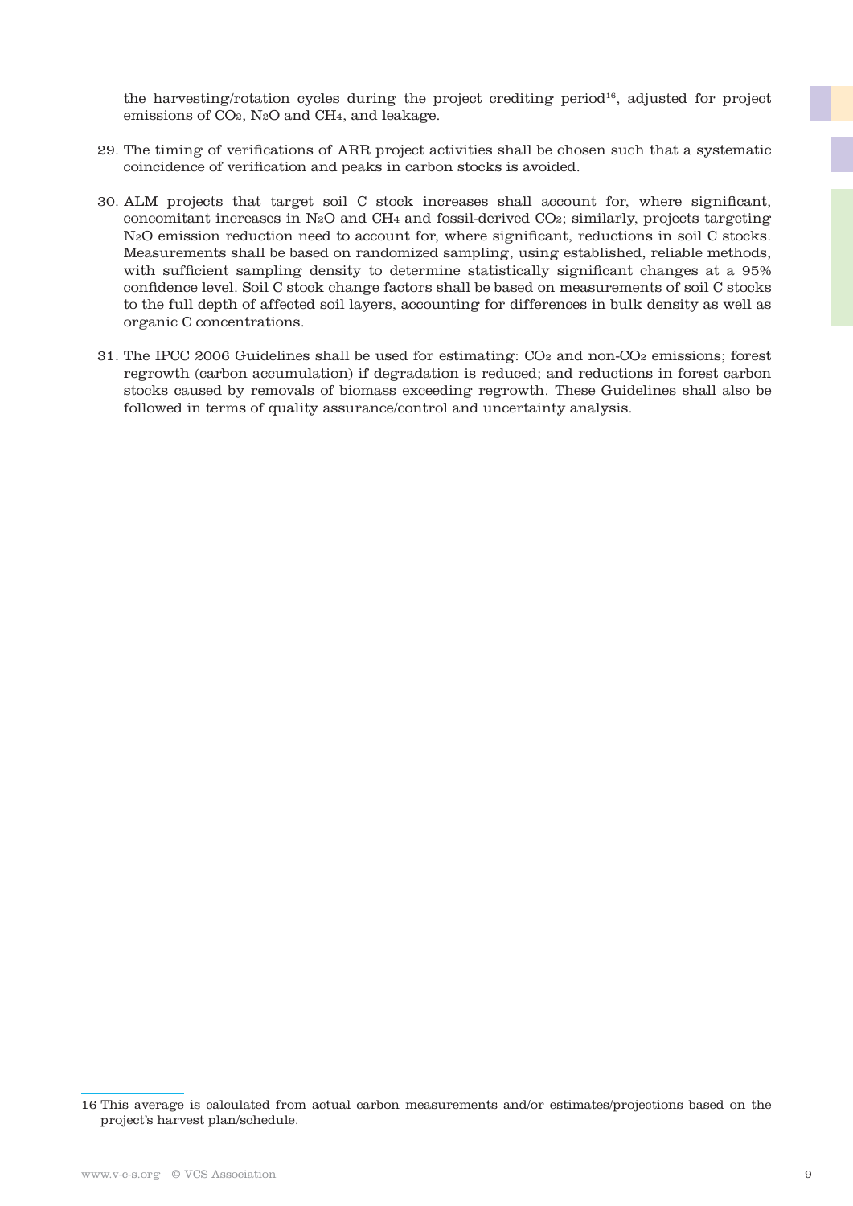the harvesting/rotation cycles during the project crediting period[16], adjusted for project emissions of $CO_2$, $N_2O$ and $CH_4$, and leakage.

29. The timing of verifications of ARR project activities shall be chosen such that a systematic coincidence of verification and peaks in carbon stocks is avoided.

30. ALM projects that target soil C stock increases shall account for, where significant, concomitant increases in $N_2O$ and $CH_4$ and fossil-derived $CO_2$; similarly, projects targeting $N_2O$ emission reduction need to account for, where significant, reductions in soil C stocks. Measurements shall be based on randomized sampling, using established, reliable methods, with sufficient sampling density to determine statistically significant changes at a 95% confidence level. Soil C stock change factors shall be based on measurements of soil C stocks to the full depth of affected soil layers, accounting for differences in bulk density as well as organic C concentrations.

31. The IPCC 2006 Guidelines shall be used for estimating: $CO_2$ and non-$CO_2$ emissions; forest regrowth (carbon accumulation) if degradation is reduced; and reductions in forest carbon stocks caused by removals of biomass exceeding regrowth. These Guidelines shall also be followed in terms of quality assurance/control and uncertainty analysis.

---

16 This average is calculated from actual carbon measurements and/or estimates/projections based on the project's harvest plan/schedule.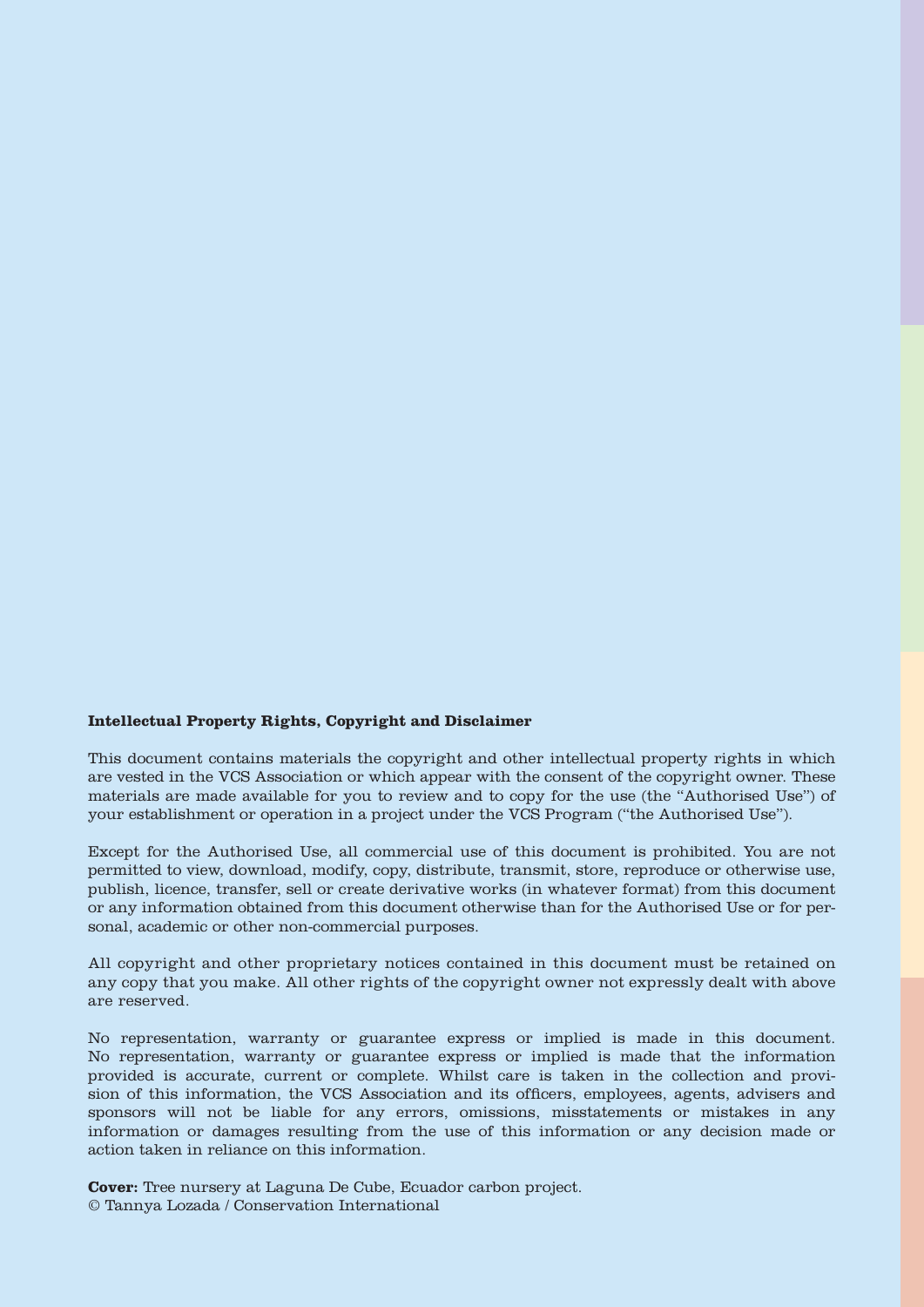**Intellectual Property Rights, Copyright and Disclaimer**

This document contains materials the copyright and other intellectual property rights in which are vested in the VCS Association or which appear with the consent of the copyright owner. These materials are made available for you to review and to copy for the use (the "Authorised Use") of your establishment or operation in a project under the VCS Program ("the Authorised Use").

Except for the Authorised Use, all commercial use of this document is prohibited. You are not permitted to view, download, modify, copy, distribute, transmit, store, reproduce or otherwise use, publish, licence, transfer, sell or create derivative works (in whatever format) from this document or any information obtained from this document otherwise than for the Authorised Use or for personal, academic or other non-commercial purposes.

All copyright and other proprietary notices contained in this document must be retained on any copy that you make. All other rights of the copyright owner not expressly dealt with above are reserved.

No representation, warranty or guarantee express or implied is made in this document. No representation, warranty or guarantee express or implied is made that the information provided is accurate, current or complete. Whilst care is taken in the collection and provision of this information, the VCS Association and its officers, employees, agents, advisers and sponsors will not be liable for any errors, omissions, misstatements or mistakes in any information or damages resulting from the use of this information or any decision made or action taken in reliance on this information.

**Cover:** Tree nursery at Laguna De Cube, Ecuador carbon project.
© Tannya Lozada / Conservation International